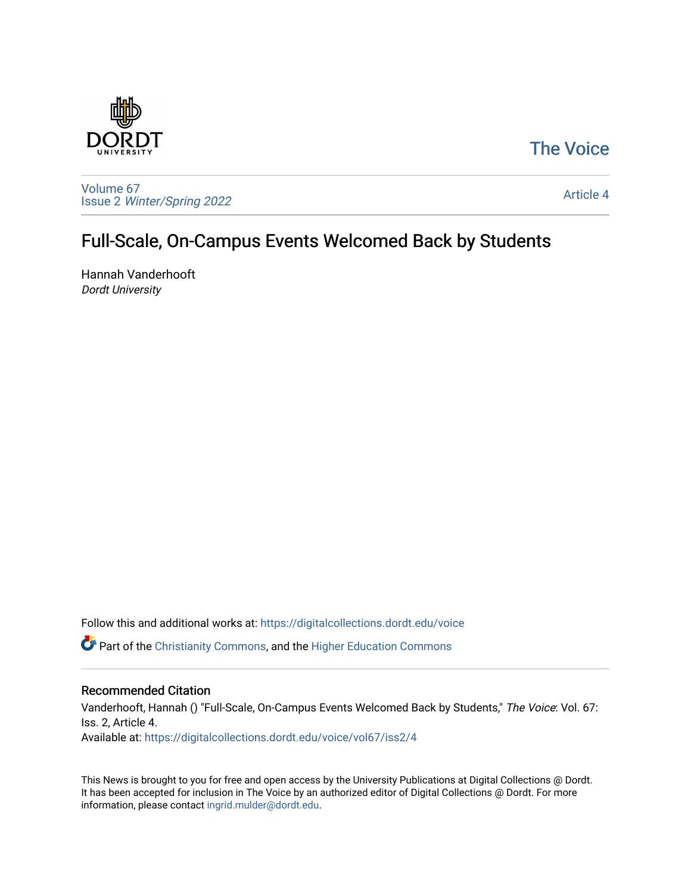The Voice

Volume 67
Issue 2 *Winter/Spring 2022*

Article 4

# Full-Scale, On-Campus Events Welcomed Back by Students

Hannah Vanderhooft
*Dordt University*

Follow this and additional works at: https://digitalcollections.dordt.edu/voice

Part of the Christianity Commons, and the Higher Education Commons

## Recommended Citation

Vanderhooft, Hannah () "Full-Scale, On-Campus Events Welcomed Back by Students," *The Voice*: Vol. 67: Iss. 2, Article 4.
Available at: https://digitalcollections.dordt.edu/voice/vol67/iss2/4

This News is brought to you for free and open access by the University Publications at Digital Collections @ Dordt. It has been accepted for inclusion in The Voice by an authorized editor of Digital Collections @ Dordt. For more information, please contact ingrid.mulder@dordt.edu.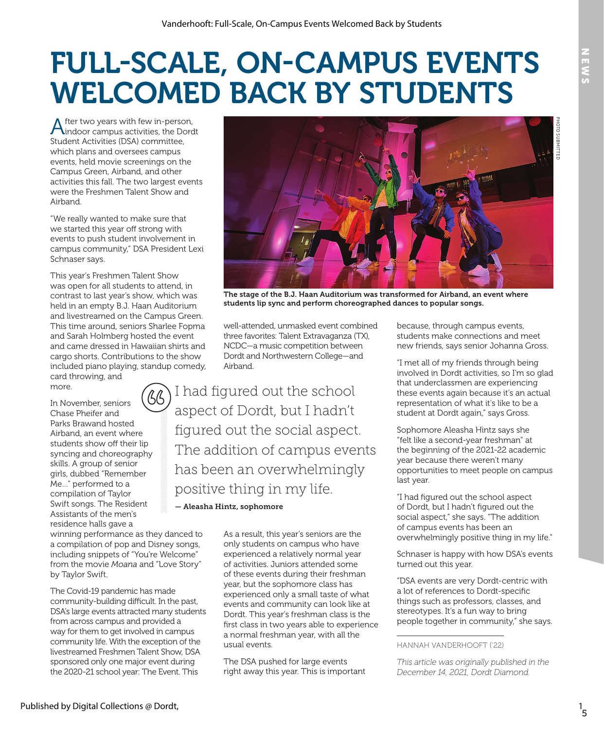# FULL-SCALE, ON-CAMPUS EVENTS WELCOMED BACK BY STUDENTS

After two years with few in-person, indoor campus activities, the Dordt Student Activities (DSA) committee, which plans and oversees campus events, held movie screenings on the Campus Green, Airband, and other activities this fall. The two largest events were the Freshmen Talent Show and Airband.

"We really wanted to make sure that we started this year off strong with events to push student involvement in campus community," DSA President Lexi Schnaser says.

This year's Freshmen Talent Show was open for all students to attend, in contrast to last year's show, which was held in an empty B.J. Haan Auditorium and livestreamed on the Campus Green. This time around, seniors Sharlee Fopma and Sarah Holmberg hosted the event and came dressed in Hawaiian shirts and cargo shorts. Contributions to the show included piano playing, standup comedy, card throwing, and more.

In November, seniors Chase Pheifer and Parks Brawand hosted Airband, an event where students show off their lip syncing and choreography skills. A group of senior girls, dubbed "Remember Me..." performed to a compilation of Taylor Swift songs. The Resident Assistants of the men's residence halls gave a winning performance as they danced to a compilation of pop and Disney songs, including snippets of "You're Welcome" from the movie *Moana* and "Love Story" by Taylor Swift.

The Covid-19 pandemic has made community-building difficult. In the past, DSA's large events attracted many students from across campus and provided a way for them to get involved in campus community life. With the exception of the livestreamed Freshmen Talent Show, DSA sponsored only one major event during the 2020-21 school year: The Event. This well-attended, unmasked event combined three favorites: Talent Extravaganza (TX), NCDC—a music competition between Dordt and Northwestern College—and Airband.

PHOTO SUBMITTED

**The stage of the B.J. Haan Auditorium was transformed for Airband, an event where students lip sync and perform choreographed dances to popular songs.**

> I had figured out the school aspect of Dordt, but I hadn't figured out the social aspect. The addition of campus events has been an overwhelmingly positive thing in my life.
>
> **— Aleasha Hintz, sophomore**

As a result, this year's seniors are the only students on campus who have experienced a relatively normal year of activities. Juniors attended some of these events during their freshman year, but the sophomore class has experienced only a small taste of what events and community can look like at Dordt. This year's freshman class is the first class in two years able to experience a normal freshman year, with all the usual events.

The DSA pushed for large events right away this year. This is important because, through campus events, students make connections and meet new friends, says senior Johanna Gross.

"I met all of my friends through being involved in Dordt activities, so I'm so glad that underclassmen are experiencing these events again because it's an actual representation of what it's like to be a student at Dordt again," says Gross.

Sophomore Aleasha Hintz says she "felt like a second-year freshman" at the beginning of the 2021-22 academic year because there weren't many opportunities to meet people on campus last year.

"I had figured out the school aspect of Dordt, but I hadn't figured out the social aspect," she says. "The addition of campus events has been an overwhelmingly positive thing in my life."

Schnaser is happy with how DSA's events turned out this year.

"DSA events are very Dordt-centric with a lot of references to Dordt-specific things such as professors, classes, and stereotypes. It's a fun way to bring people together in community," she says.

HANNAH VANDERHOOFT ('22)

*This article was originally published in the December 14, 2021, Dordt Diamond.*